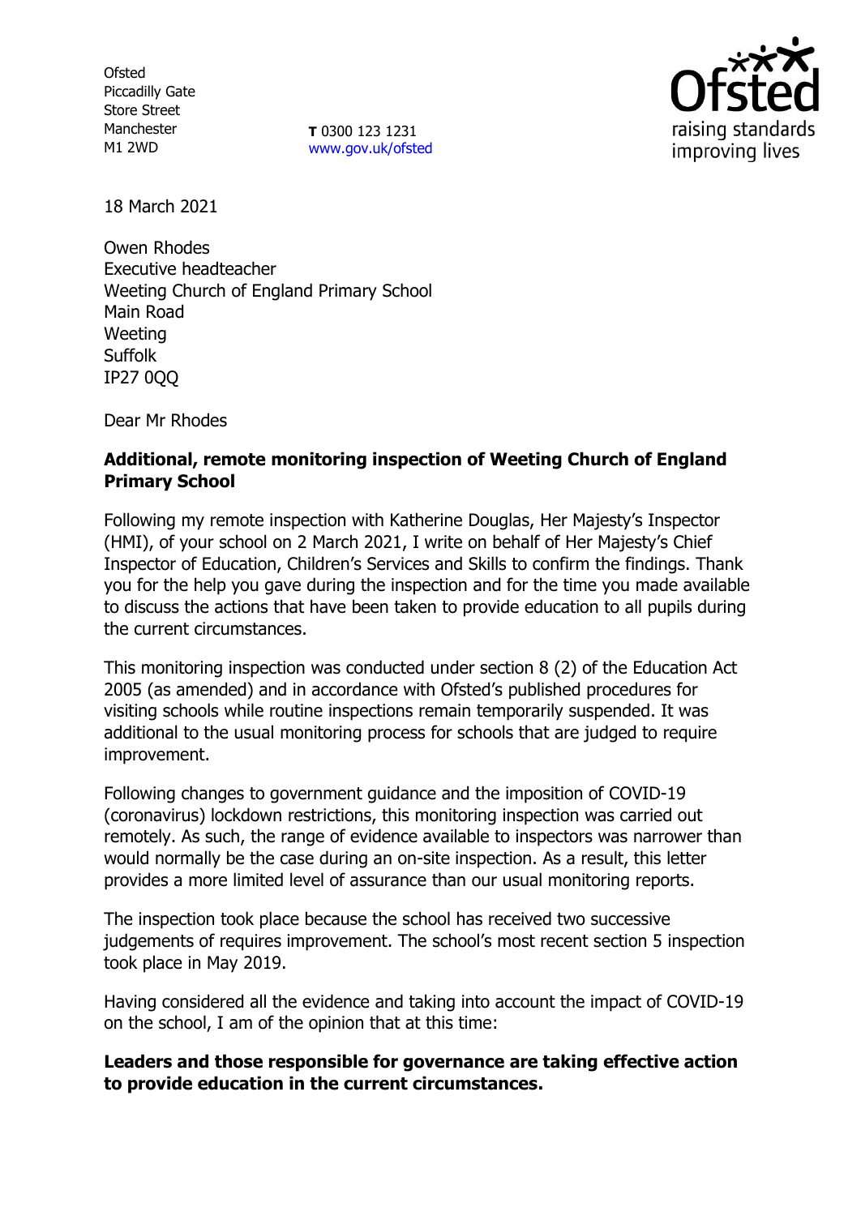Ofsted
Piccadilly Gate
Store Street
Manchester
M1 2WD

**T** 0300 123 1231
www.gov.uk/ofsted

18 March 2021

Owen Rhodes
Executive headteacher
Weeting Church of England Primary School
Main Road
Weeting
Suffolk
IP27 0QQ

Dear Mr Rhodes

**Additional, remote monitoring inspection of Weeting Church of England Primary School**

Following my remote inspection with Katherine Douglas, Her Majesty's Inspector (HMI), of your school on 2 March 2021, I write on behalf of Her Majesty's Chief Inspector of Education, Children's Services and Skills to confirm the findings. Thank you for the help you gave during the inspection and for the time you made available to discuss the actions that have been taken to provide education to all pupils during the current circumstances.

This monitoring inspection was conducted under section 8 (2) of the Education Act 2005 (as amended) and in accordance with Ofsted's published procedures for visiting schools while routine inspections remain temporarily suspended. It was additional to the usual monitoring process for schools that are judged to require improvement.

Following changes to government guidance and the imposition of COVID-19 (coronavirus) lockdown restrictions, this monitoring inspection was carried out remotely. As such, the range of evidence available to inspectors was narrower than would normally be the case during an on-site inspection. As a result, this letter provides a more limited level of assurance than our usual monitoring reports.

The inspection took place because the school has received two successive judgements of requires improvement. The school's most recent section 5 inspection took place in May 2019.

Having considered all the evidence and taking into account the impact of COVID-19 on the school, I am of the opinion that at this time:

**Leaders and those responsible for governance are taking effective action to provide education in the current circumstances.**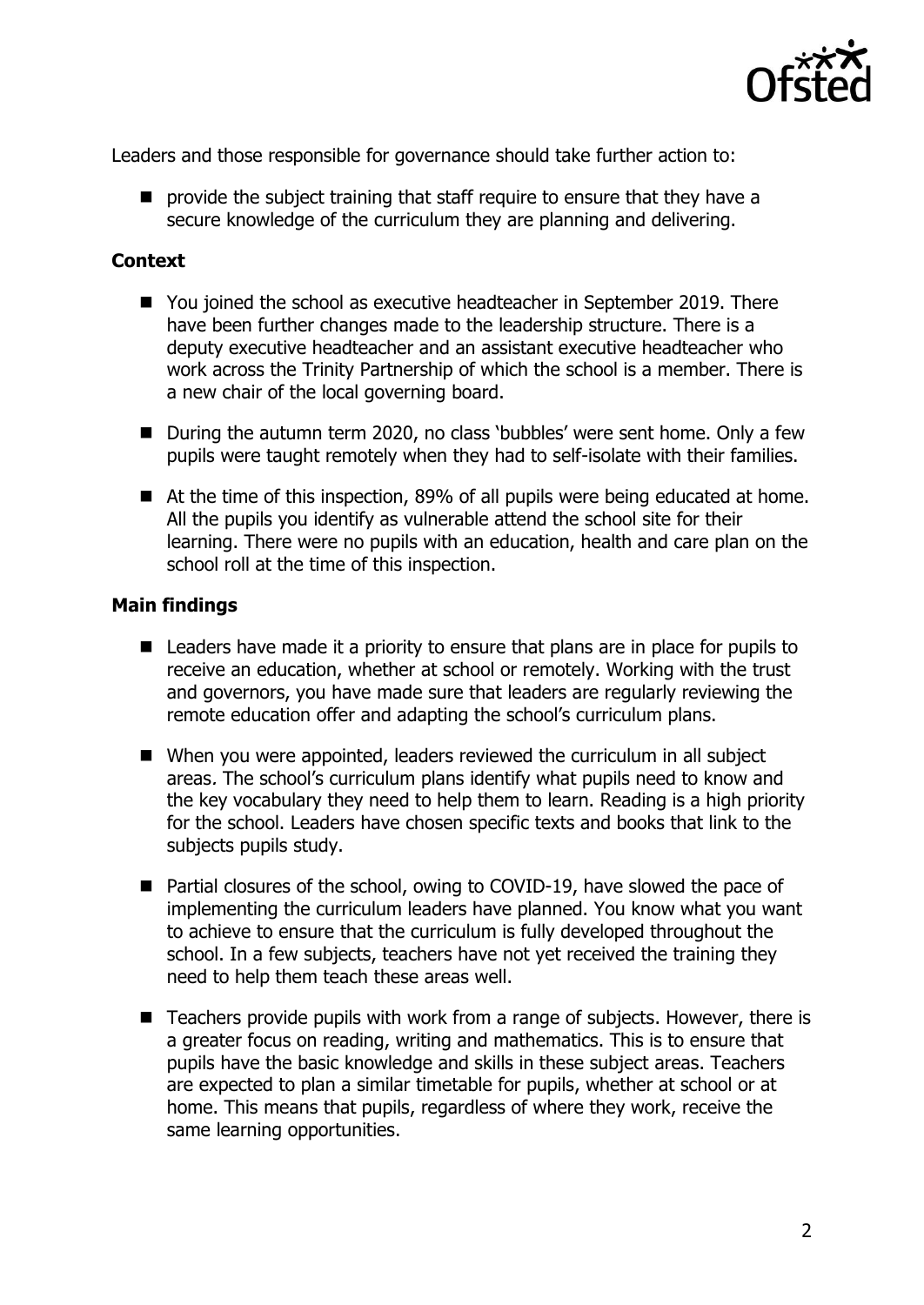Leaders and those responsible for governance should take further action to:

- provide the subject training that staff require to ensure that they have a secure knowledge of the curriculum they are planning and delivering.

**Context**

- You joined the school as executive headteacher in September 2019. There have been further changes made to the leadership structure. There is a deputy executive headteacher and an assistant executive headteacher who work across the Trinity Partnership of which the school is a member. There is a new chair of the local governing board.
- During the autumn term 2020, no class 'bubbles' were sent home. Only a few pupils were taught remotely when they had to self-isolate with their families.
- At the time of this inspection, 89% of all pupils were being educated at home. All the pupils you identify as vulnerable attend the school site for their learning. There were no pupils with an education, health and care plan on the school roll at the time of this inspection.

**Main findings**

- Leaders have made it a priority to ensure that plans are in place for pupils to receive an education, whether at school or remotely. Working with the trust and governors, you have made sure that leaders are regularly reviewing the remote education offer and adapting the school's curriculum plans.
- When you were appointed, leaders reviewed the curriculum in all subject areas. The school's curriculum plans identify what pupils need to know and the key vocabulary they need to help them to learn. Reading is a high priority for the school. Leaders have chosen specific texts and books that link to the subjects pupils study.
- Partial closures of the school, owing to COVID-19, have slowed the pace of implementing the curriculum leaders have planned. You know what you want to achieve to ensure that the curriculum is fully developed throughout the school. In a few subjects, teachers have not yet received the training they need to help them teach these areas well.
- Teachers provide pupils with work from a range of subjects. However, there is a greater focus on reading, writing and mathematics. This is to ensure that pupils have the basic knowledge and skills in these subject areas. Teachers are expected to plan a similar timetable for pupils, whether at school or at home. This means that pupils, regardless of where they work, receive the same learning opportunities.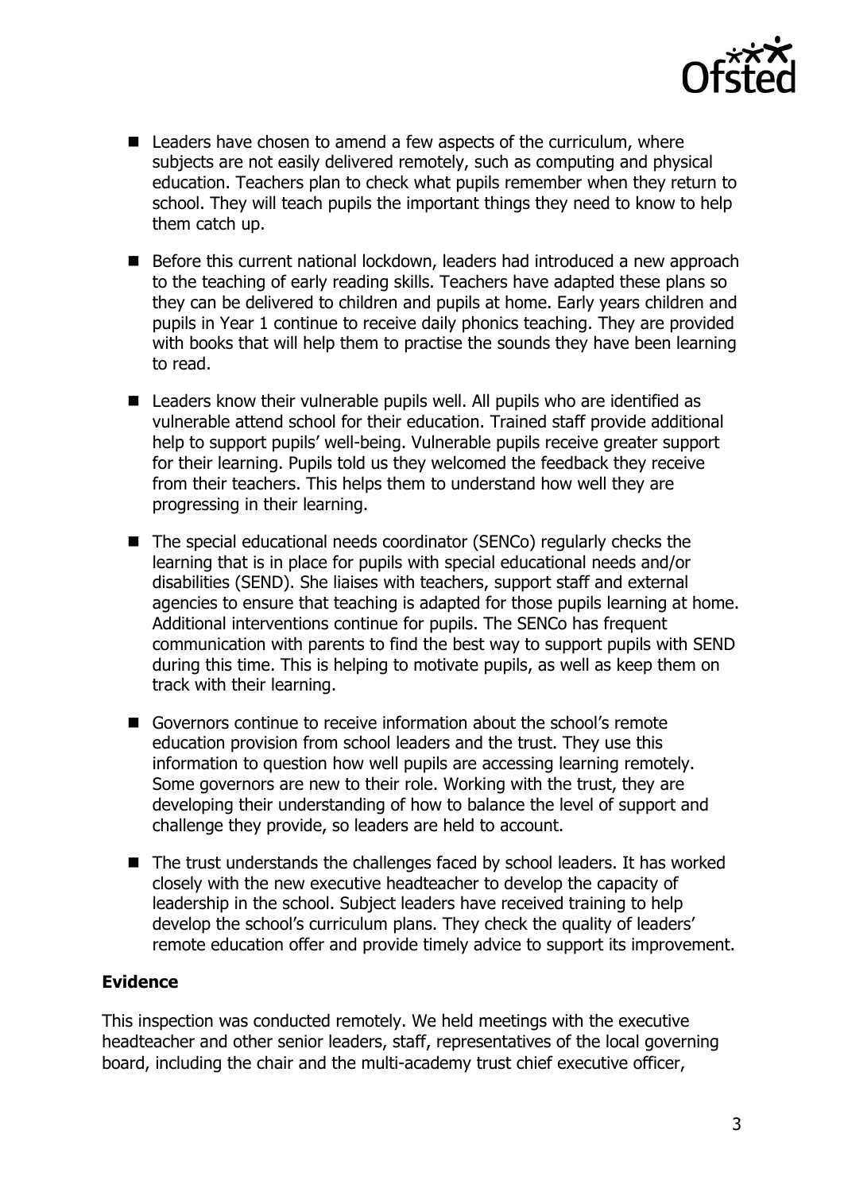- Leaders have chosen to amend a few aspects of the curriculum, where subjects are not easily delivered remotely, such as computing and physical education. Teachers plan to check what pupils remember when they return to school. They will teach pupils the important things they need to know to help them catch up.

- Before this current national lockdown, leaders had introduced a new approach to the teaching of early reading skills. Teachers have adapted these plans so they can be delivered to children and pupils at home. Early years children and pupils in Year 1 continue to receive daily phonics teaching. They are provided with books that will help them to practise the sounds they have been learning to read.

- Leaders know their vulnerable pupils well. All pupils who are identified as vulnerable attend school for their education. Trained staff provide additional help to support pupils' well-being. Vulnerable pupils receive greater support for their learning. Pupils told us they welcomed the feedback they receive from their teachers. This helps them to understand how well they are progressing in their learning.

- The special educational needs coordinator (SENCo) regularly checks the learning that is in place for pupils with special educational needs and/or disabilities (SEND). She liaises with teachers, support staff and external agencies to ensure that teaching is adapted for those pupils learning at home. Additional interventions continue for pupils. The SENCo has frequent communication with parents to find the best way to support pupils with SEND during this time. This is helping to motivate pupils, as well as keep them on track with their learning.

- Governors continue to receive information about the school's remote education provision from school leaders and the trust. They use this information to question how well pupils are accessing learning remotely. Some governors are new to their role. Working with the trust, they are developing their understanding of how to balance the level of support and challenge they provide, so leaders are held to account.

- The trust understands the challenges faced by school leaders. It has worked closely with the new executive headteacher to develop the capacity of leadership in the school. Subject leaders have received training to help develop the school's curriculum plans. They check the quality of leaders' remote education offer and provide timely advice to support its improvement.

## Evidence

This inspection was conducted remotely. We held meetings with the executive headteacher and other senior leaders, staff, representatives of the local governing board, including the chair and the multi-academy trust chief executive officer,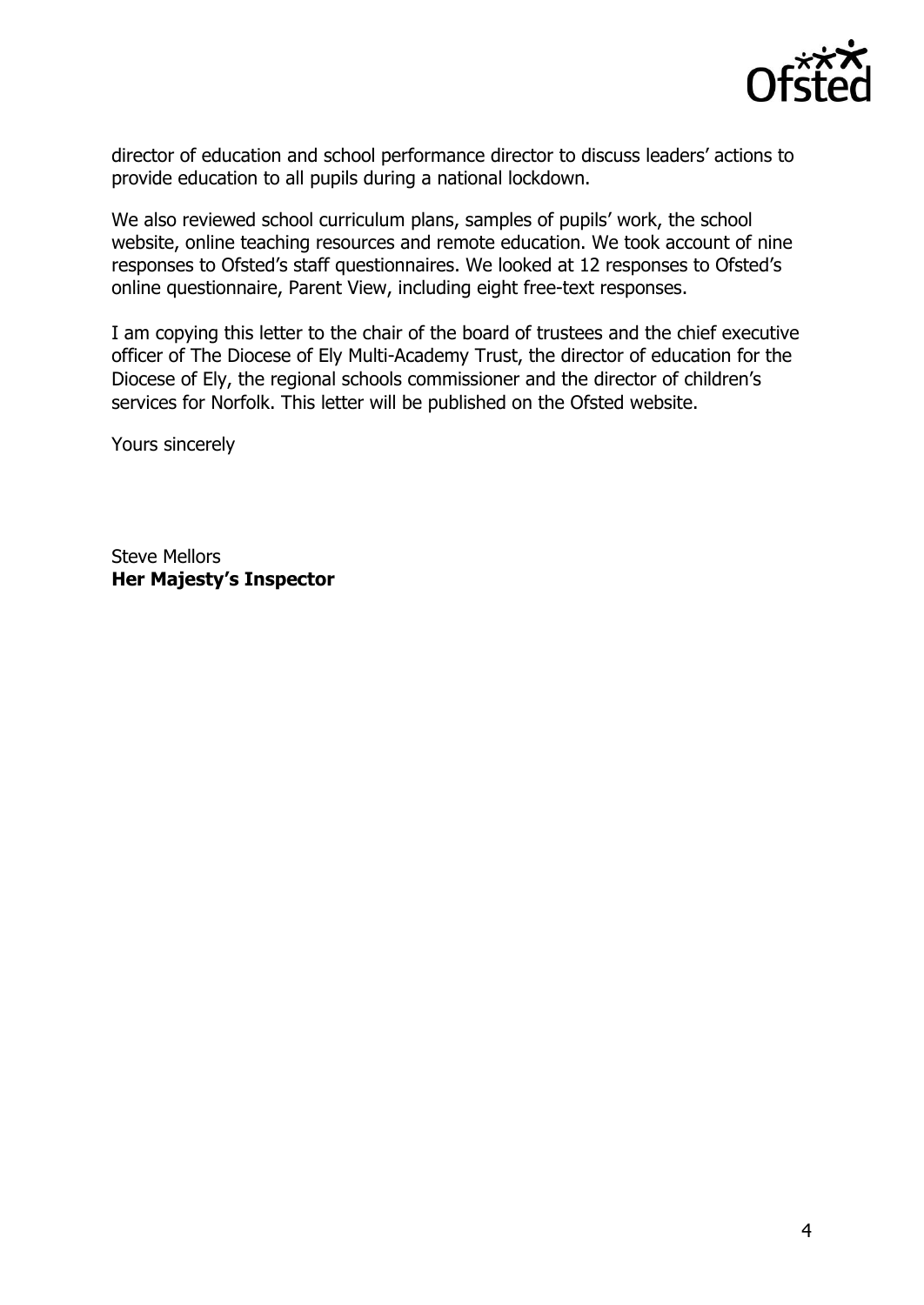director of education and school performance director to discuss leaders' actions to provide education to all pupils during a national lockdown.

We also reviewed school curriculum plans, samples of pupils' work, the school website, online teaching resources and remote education. We took account of nine responses to Ofsted's staff questionnaires. We looked at 12 responses to Ofsted's online questionnaire, Parent View, including eight free-text responses.

I am copying this letter to the chair of the board of trustees and the chief executive officer of The Diocese of Ely Multi-Academy Trust, the director of education for the Diocese of Ely, the regional schools commissioner and the director of children's services for Norfolk. This letter will be published on the Ofsted website.

Yours sincerely

Steve Mellors
**Her Majesty's Inspector**